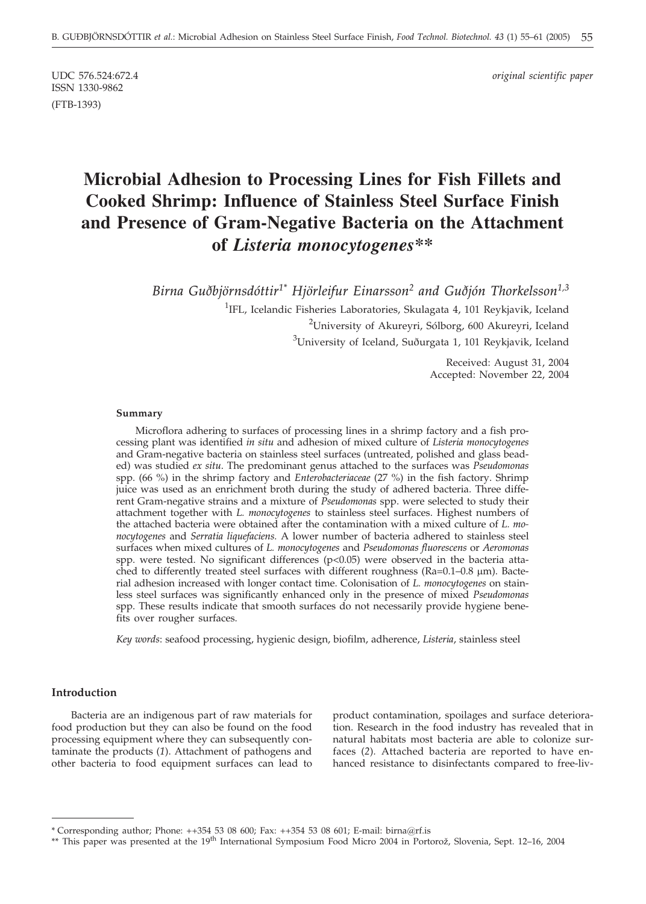UDC 576.524:672.4
ISSN 1330-9862

*original scientific paper*

(FTB-1393)

# Microbial Adhesion to Processing Lines for Fish Fillets and Cooked Shrimp: Influence of Stainless Steel Surface Finish and Presence of Gram-Negative Bacteria on the Attachment of *Listeria monocytogenes***

*Birna Guðbjörnsdóttir[1]* Hjörleifur Einarsson[2] and Guðjón Thorkelsson[1,3]*

[1]IFL, Icelandic Fisheries Laboratories, Skulagata 4, 101 Reykjavik, Iceland

[2]University of Akureyri, Sólborg, 600 Akureyri, Iceland

[3]University of Iceland, Suðurgata 1, 101 Reykjavik, Iceland

Received: August 31, 2004
Accepted: November 22, 2004

### Summary

Microflora adhering to surfaces of processing lines in a shrimp factory and a fish processing plant was identified *in situ* and adhesion of mixed culture of *Listeria monocytogenes* and Gram-negative bacteria on stainless steel surfaces (untreated, polished and glass beaded) was studied *ex situ*. The predominant genus attached to the surfaces was *Pseudomonas* spp. (66 %) in the shrimp factory and *Enterobacteriaceae* (27 %) in the fish factory. Shrimp juice was used as an enrichment broth during the study of adhered bacteria. Three different Gram-negative strains and a mixture of *Pseudomonas* spp. were selected to study their attachment together with *L. monocytogenes* to stainless steel surfaces. Highest numbers of the attached bacteria were obtained after the contamination with a mixed culture of *L. monocytogenes* and *Serratia liquefaciens*. A lower number of bacteria adhered to stainless steel surfaces when mixed cultures of *L. monocytogenes* and *Pseudomonas fluorescens* or *Aeromonas* spp. were tested. No significant differences ($p<0.05$) were observed in the bacteria attached to differently treated steel surfaces with different roughness (Ra=0.1–0.8 μm). Bacterial adhesion increased with longer contact time. Colonisation of *L. monocytogenes* on stainless steel surfaces was significantly enhanced only in the presence of mixed *Pseudomonas* spp. These results indicate that smooth surfaces do not necessarily provide hygiene benefits over rougher surfaces.

*Key words*: seafood processing, hygienic design, biofilm, adherence, *Listeria*, stainless steel

## Introduction

Bacteria are an indigenous part of raw materials for food production but they can also be found on the food processing equipment where they can subsequently contaminate the products (*1*). Attachment of pathogens and other bacteria to food equipment surfaces can lead to product contamination, spoilages and surface deterioration. Research in the food industry has revealed that in natural habitats most bacteria are able to colonize surfaces (*2*). Attached bacteria are reported to have enhanced resistance to disinfectants compared to free-liv-

* Corresponding author; Phone: ++354 53 08 600; Fax: ++354 53 08 601; E-mail: birna@rf.is

** This paper was presented at the 19th International Symposium Food Micro 2004 in Portorož, Slovenia, Sept. 12–16, 2004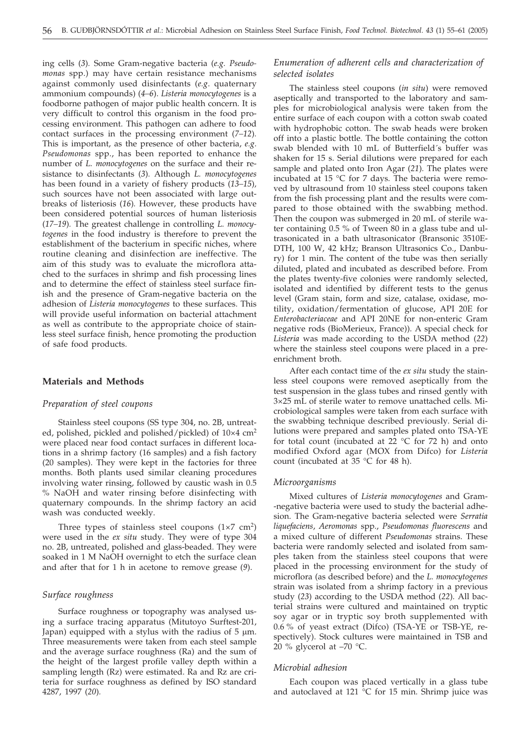ing cells (*3*). Some Gram-negative bacteria (*e.g. Pseudomonas* spp.) may have certain resistance mechanisms against commonly used disinfectants (*e.g.* quaternary ammonium compounds) (*4–6*). *Listeria monocytogenes* is a foodborne pathogen of major public health concern. It is very difficult to control this organism in the food processing environment. This pathogen can adhere to food contact surfaces in the processing environment (*7–12*). This is important, as the presence of other bacteria, *e.g. Pseudomonas* spp., has been reported to enhance the number of *L. monocytogenes* on the surface and their resistance to disinfectants (*3*). Although *L. monocytogenes* has been found in a variety of fishery products (*13–15*), such sources have not been associated with large outbreaks of listeriosis (*16*). However, these products have been considered potential sources of human listeriosis (*17–19*). The greatest challenge in controlling *L. monocytogenes* in the food industry is therefore to prevent the establishment of the bacterium in specific niches, where routine cleaning and disinfection are ineffective. The aim of this study was to evaluate the microflora attached to the surfaces in shrimp and fish processing lines and to determine the effect of stainless steel surface finish and the presence of Gram-negative bacteria on the adhesion of *Listeria monocytogenes* to these surfaces. This will provide useful information on bacterial attachment as well as contribute to the appropriate choice of stainless steel surface finish, hence promoting the production of safe food products.

## Materials and Methods

### *Preparation of steel coupons*

Stainless steel coupons (SS type 304, no. 2B, untreated, polished, pickled and polished/pickled) of 10×4 $cm^2$ were placed near food contact surfaces in different locations in a shrimp factory (16 samples) and a fish factory (20 samples). They were kept in the factories for three months. Both plants used similar cleaning procedures involving water rinsing, followed by caustic wash in 0.5 % NaOH and water rinsing before disinfecting with quaternary compounds. In the shrimp factory an acid wash was conducted weekly.

Three types of stainless steel coupons (1×7 $cm^2$) were used in the *ex situ* study. They were of type 304 no. 2B, untreated, polished and glass-beaded. They were soaked in 1 M NaOH overnight to etch the surface clean and after that for 1 h in acetone to remove grease (*9*).

### *Surface roughness*

Surface roughness or topography was analysed using a surface tracing apparatus (Mitutoyo Surftest-201, Japan) equipped with a stylus with the radius of 5 µm. Three measurements were taken from each steel sample and the average surface roughness (Ra) and the sum of the height of the largest profile valley depth within a sampling length (Rz) were estimated. Ra and Rz are criteria for surface roughness as defined by ISO standard 4287, 1997 (*20*).

### *Enumeration of adherent cells and characterization of selected isolates*

The stainless steel coupons (*in situ*) were removed aseptically and transported to the laboratory and samples for microbiological analysis were taken from the entire surface of each coupon with a cotton swab coated with hydrophobic cotton. The swab heads were broken off into a plastic bottle. The bottle containing the cotton swab blended with 10 mL of Butterfield´s buffer was shaken for 15 s. Serial dilutions were prepared for each sample and plated onto Iron Agar (*21*). The plates were incubated at 15 °C for 7 days. The bacteria were removed by ultrasound from 10 stainless steel coupons taken from the fish processing plant and the results were compared to those obtained with the swabbing method. Then the coupon was submerged in 20 mL of sterile water containing 0.5 % of Tween 80 in a glass tube and ultrasonicated in a bath ultrasonicator (Bransonic 3510E-DTH, 100 W, 42 kHz; Branson Ultrasonics Co., Danbury) for 1 min. The content of the tube was then serially diluted, plated and incubated as described before. From the plates twenty-five colonies were randomly selected, isolated and identified by different tests to the genus level (Gram stain, form and size, catalase, oxidase, motility, oxidation/fermentation of glucose, API 20E for *Enterobacteriaceae* and API 20NE for non-enteric Gram negative rods (BioMerieux, France)). A special check for *Listeria* was made according to the USDA method (*22*) where the stainless steel coupons were placed in a preenrichment broth.

After each contact time of the *ex situ* study the stainless steel coupons were removed aseptically from the test suspension in the glass tubes and rinsed gently with 3×25 mL of sterile water to remove unattached cells. Microbiological samples were taken from each surface with the swabbing technique described previously. Serial dilutions were prepared and samples plated onto TSA-YE for total count (incubated at 22 °C for 72 h) and onto modified Oxford agar (MOX from Difco) for *Listeria* count (incubated at 35 °C for 48 h).

### *Microorganisms*

Mixed cultures of *Listeria monocytogenes* and Gram-negative bacteria were used to study the bacterial adhesion. The Gram-negative bacteria selected were *Serratia liquefaciens*, *Aeromonas* spp., *Pseudomonas fluorescens* and a mixed culture of different *Pseudomonas* strains. These bacteria were randomly selected and isolated from samples taken from the stainless steel coupons that were placed in the processing environment for the study of microflora (as described before) and the *L. monocytogenes* strain was isolated from a shrimp factory in a previous study (*23*) according to the USDA method (*22*). All bacterial strains were cultured and maintained on tryptic soy agar or in tryptic soy broth supplemented with 0.6 % of yeast extract (Difco) (TSA-YE or TSB-YE, respectively). Stock cultures were maintained in TSB and 20 % glycerol at –70 °C.

### *Microbial adhesion*

Each coupon was placed vertically in a glass tube and autoclaved at 121 °C for 15 min. Shrimp juice was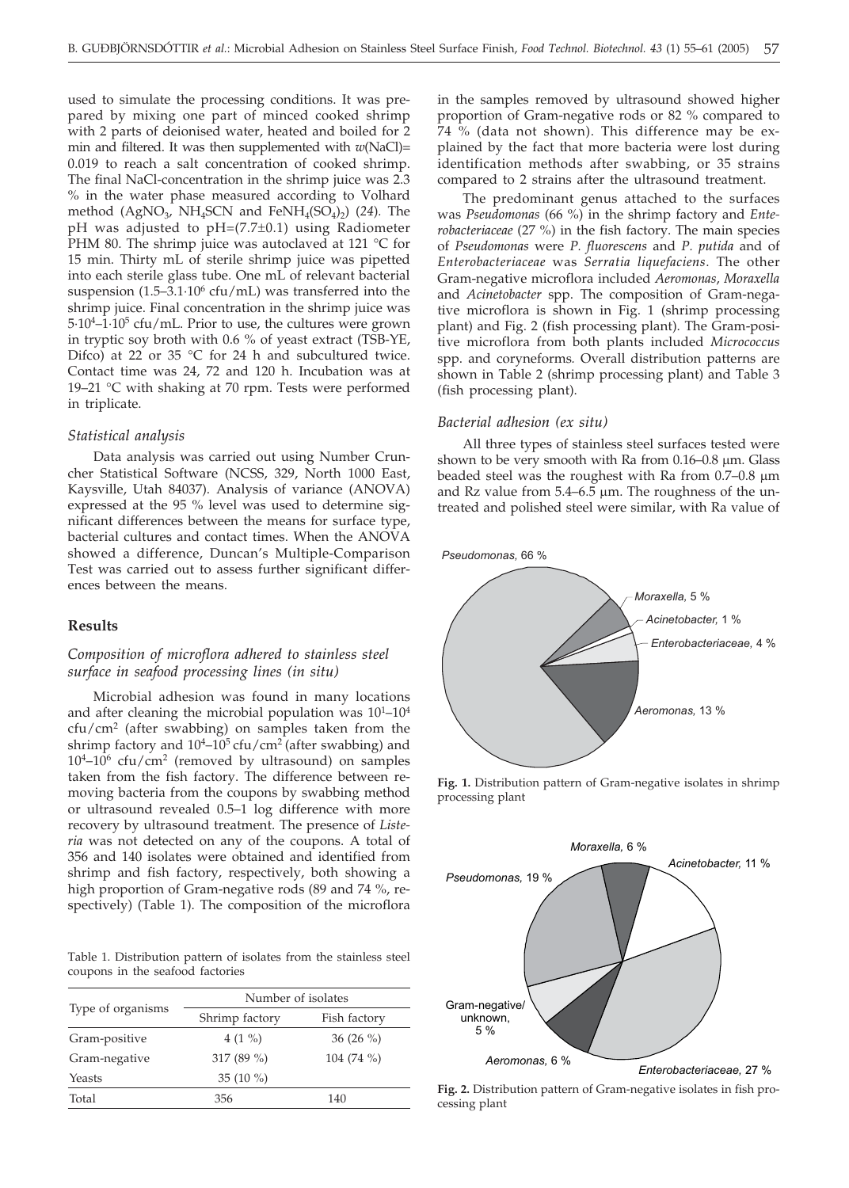used to simulate the processing conditions. It was prepared by mixing one part of minced cooked shrimp with 2 parts of deionised water, heated and boiled for 2 min and filtered. It was then supplemented with $w$(NaCl)= 0.019 to reach a salt concentration of cooked shrimp. The final NaCl-concentration in the shrimp juice was 2.3 % in the water phase measured according to Volhard method ($AgNO_3$, $NH_4SCN$ and $FeNH_4(SO_4)_2$) (*24*). The pH was adjusted to pH=(7.7±0.1) using Radiometer PHM 80. The shrimp juice was autoclaved at 121 °C for 15 min. Thirty mL of sterile shrimp juice was pipetted into each sterile glass tube. One mL of relevant bacterial suspension ($1.5–3.1\cdot10^6$ cfu/mL) was transferred into the shrimp juice. Final concentration in the shrimp juice was $5\cdot10^4–1\cdot10^5$ cfu/mL. Prior to use, the cultures were grown in tryptic soy broth with 0.6 % of yeast extract (TSB-YE, Difco) at 22 or 35 °C for 24 h and subcultured twice. Contact time was 24, 72 and 120 h. Incubation was at 19–21 °C with shaking at 70 rpm. Tests were performed in triplicate.

### *Statistical analysis*

Data analysis was carried out using Number Cruncher Statistical Software (NCSS, 329, North 1000 East, Kaysville, Utah 84037). Analysis of variance (ANOVA) expressed at the 95 % level was used to determine significant differences between the means for surface type, bacterial cultures and contact times. When the ANOVA showed a difference, Duncan's Multiple-Comparison Test was carried out to assess further significant differences between the means.

## Results

### *Composition of microflora adhered to stainless steel surface in seafood processing lines (in situ)*

Microbial adhesion was found in many locations and after cleaning the microbial population was $10^1–10^4$ cfu/cm$^2$ (after swabbing) on samples taken from the shrimp factory and $10^4–10^5$ cfu/cm$^2$ (after swabbing) and $10^4–10^6$ cfu/cm$^2$ (removed by ultrasound) on samples taken from the fish factory. The difference between removing bacteria from the coupons by swabbing method or ultrasound revealed 0.5–1 log difference with more recovery by ultrasound treatment. The presence of *Listeria* was not detected on any of the coupons. A total of 356 and 140 isolates were obtained and identified from shrimp and fish factory, respectively, both showing a high proportion of Gram-negative rods (89 and 74 %, respectively) (Table 1). The composition of the microflora in the samples removed by ultrasound showed higher proportion of Gram-negative rods or 82 % compared to 74 % (data not shown). This difference may be explained by the fact that more bacteria were lost during identification methods after swabbing, or 35 strains compared to 2 strains after the ultrasound treatment.

Table 1. Distribution pattern of isolates from the stainless steel coupons in the seafood factories

| Type of organisms | Number of isolates | |
|---|---|---|
| | Shrimp factory | Fish factory |
| Gram-positive | 4 (1 %) | 36 (26 %) |
| Gram-negative | 317 (89 %) | 104 (74 %) |
| Yeasts | 35 (10 %) | |
| Total | 356 | 140 |

The predominant genus attached to the surfaces was *Pseudomonas* (66 %) in the shrimp factory and *Enterobacteriaceae* (27 %) in the fish factory. The main species of *Pseudomonas* were *P. fluorescens* and *P. putida* and of *Enterobacteriaceae* was *Serratia liquefaciens*. The other Gram-negative microflora included *Aeromonas*, *Moraxella* and *Acinetobacter* spp. The composition of Gram-negative microflora is shown in Fig. 1 (shrimp processing plant) and Fig. 2 (fish processing plant). The Gram-positive microflora from both plants included *Micrococcus* spp. and coryneforms. Overall distribution patterns are shown in Table 2 (shrimp processing plant) and Table 3 (fish processing plant).

### *Bacterial adhesion (ex situ)*

All three types of stainless steel surfaces tested were shown to be very smooth with Ra from 0.16–0.8 μm. Glass beaded steel was the roughest with Ra from 0.7–0.8 μm and Rz value from 5.4–6.5 μm. The roughness of the untreated and polished steel were similar, with Ra value of

**Fig. 1.** Distribution pattern of Gram-negative isolates in shrimp processing plant

**Fig. 2.** Distribution pattern of Gram-negative isolates in fish processing plant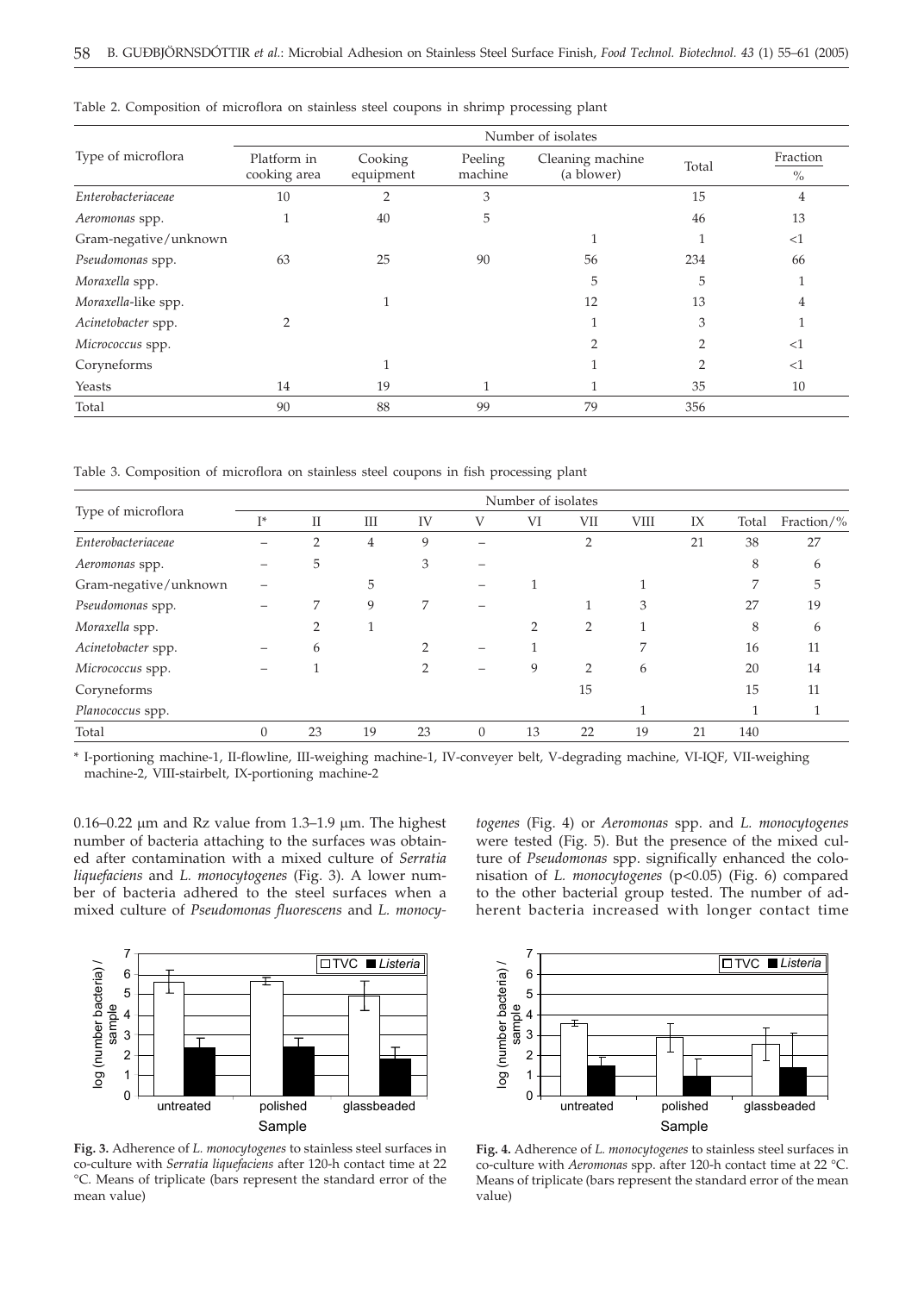Table 2. Composition of microflora on stainless steel coupons in shrimp processing plant

| Type of microflora | Number of isolates | | | | | |
|---|---|---|---|---|---|---|
| | Platform in cooking area | Cooking equipment | Peeling machine | Cleaning machine (a blower) | Total | Fraction % |
| *Enterobacteriaceae* | 10 | 2 | 3 | | 15 | 4 |
| *Aeromonas* spp. | 1 | 40 | 5 | | 46 | 13 |
| Gram-negative/unknown | | | | 1 | 1 | <1 |
| *Pseudomonas* spp. | 63 | 25 | 90 | 56 | 234 | 66 |
| *Moraxella* spp. | | | | 5 | 5 | 1 |
| *Moraxella*-like spp. | | 1 | | 12 | 13 | 4 |
| *Acinetobacter* spp. | 2 | | | 1 | 3 | 1 |
| *Micrococcus* spp. | | | | 2 | 2 | <1 |
| Coryneforms | | 1 | | 1 | 2 | <1 |
| Yeasts | 14 | 19 | 1 | 1 | 35 | 10 |
| Total | 90 | 88 | 99 | 79 | 356 | |

Table 3. Composition of microflora on stainless steel coupons in fish processing plant

| Type of microflora | Number of isolates | | | | | | | | | | |
|---|---|---|---|---|---|---|---|---|---|---|---|
| | I* | II | III | IV | V | VI | VII | VIII | IX | Total | Fraction/% |
| *Enterobacteriaceae* | – | 2 | 4 | 9 | – | | 2 | | 21 | 38 | 27 |
| *Aeromonas* spp. | – | 5 | | 3 | – | | | | | 8 | 6 |
| Gram-negative/unknown | – | | 5 | | – | 1 | | 1 | | 7 | 5 |
| *Pseudomonas* spp. | – | 7 | 9 | 7 | – | | 1 | 3 | | 27 | 19 |
| *Moraxella* spp. | | 2 | 1 | | | 2 | 2 | 1 | | 8 | 6 |
| *Acinetobacter* spp. | – | 6 | | 2 | – | 1 | | 7 | | 16 | 11 |
| *Micrococcus* spp. | – | 1 | | 2 | – | 9 | 2 | 6 | | 20 | 14 |
| Coryneforms | | | | | | | 15 | | | 15 | 11 |
| *Planococcus* spp. | | | | | | | | 1 | | 1 | 1 |
| Total | 0 | 23 | 19 | 23 | 0 | 13 | 22 | 19 | 21 | 140 | |

\* I-portioning machine-1, II-flowline, III-weighing machine-1, IV-conveyer belt, V-degrading machine, VI-IQF, VII-weighing machine-2, VIII-stairbelt, IX-portioning machine-2

0.16–0.22 µm and Rz value from 1.3–1.9 µm. The highest number of bacteria attaching to the surfaces was obtained after contamination with a mixed culture of *Serratia liquefaciens* and *L. monocytogenes* (Fig. 3). A lower number of bacteria adhered to the steel surfaces when a mixed culture of *Pseudomonas fluorescens* and *L. monocytogenes* (Fig. 4) or *Aeromonas* spp. and *L. monocytogenes* were tested (Fig. 5). But the presence of the mixed culture of *Pseudomonas* spp. significantly enhanced the colonisation of *L. monocytogenes* ($p<0.05$) (Fig. 6) compared to the other bacterial group tested. The number of adherent bacteria increased with longer contact time

**Fig. 3.** Adherence of *L. monocytogenes* to stainless steel surfaces in co-culture with *Serratia liquefaciens* after 120-h contact time at 22 °C. Means of triplicate (bars represent the standard error of the mean value)

**Fig. 4.** Adherence of *L. monocytogenes* to stainless steel surfaces in co-culture with *Aeromonas* spp. after 120-h contact time at 22 °C. Means of triplicate (bars represent the standard error of the mean value)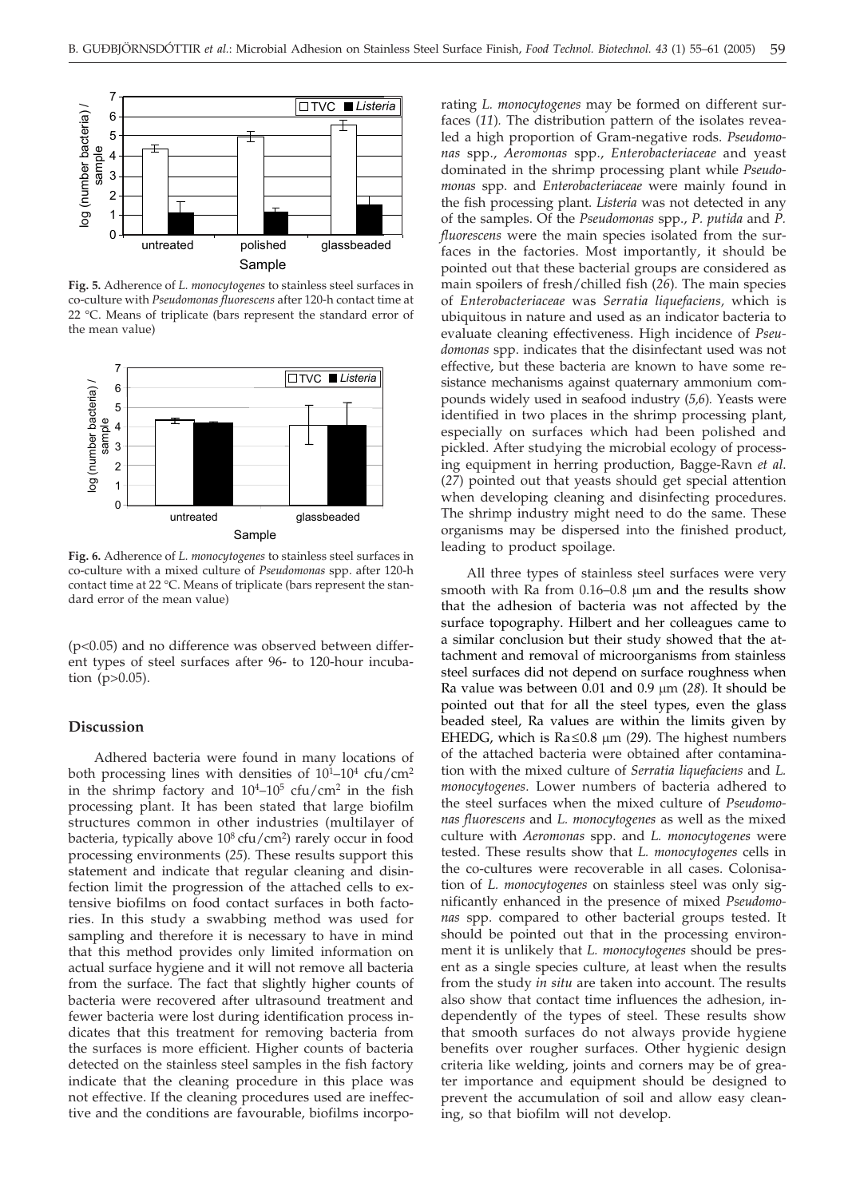Fig. 5. Adherence of *L. monocytogenes* to stainless steel surfaces in co-culture with *Pseudomonas fluorescens* after 120-h contact time at 22 °C. Means of triplicate (bars represent the standard error of the mean value)

Fig. 6. Adherence of *L. monocytogenes* to stainless steel surfaces in co-culture with a mixed culture of *Pseudomonas* spp. after 120-h contact time at 22 °C. Means of triplicate (bars represent the standard error of the mean value)

($p<0.05$) and no difference was observed between different types of steel surfaces after 96- to 120-hour incubation ($p>0.05$).

## Discussion

Adhered bacteria were found in many locations of both processing lines with densities of $10^1$–$10^4$ cfu/cm$^2$ in the shrimp factory and $10^4$–$10^5$ cfu/cm$^2$ in the fish processing plant. It has been stated that large biofilm structures common in other industries (multilayer of bacteria, typically above $10^8$ cfu/cm$^2$) rarely occur in food processing environments (*25*). These results support this statement and indicate that regular cleaning and disinfection limit the progression of the attached cells to extensive biofilms on food contact surfaces in both factories. In this study a swabbing method was used for sampling and therefore it is necessary to have in mind that this method provides only limited information on actual surface hygiene and it will not remove all bacteria from the surface. The fact that slightly higher counts of bacteria were recovered after ultrasound treatment and fewer bacteria were lost during identification process indicates that this treatment for removing bacteria from the surfaces is more efficient. Higher counts of bacteria detected on the stainless steel samples in the fish factory indicate that the cleaning procedure in this place was not effective. If the cleaning procedures used are ineffective and the conditions are favourable, biofilms incorporating *L. monocytogenes* may be formed on different surfaces (*11*). The distribution pattern of the isolates revealed a high proportion of Gram-negative rods. *Pseudomonas* spp., *Aeromonas* spp., *Enterobacteriaceae* and yeast dominated in the shrimp processing plant while *Pseudomonas* spp. and *Enterobacteriaceae* were mainly found in the fish processing plant. *Listeria* was not detected in any of the samples. Of the *Pseudomonas* spp., *P. putida* and *P. fluorescens* were the main species isolated from the surfaces in the factories. Most importantly, it should be pointed out that these bacterial groups are considered as main spoilers of fresh/chilled fish (*26*). The main species of *Enterobacteriaceae* was *Serratia liquefaciens*, which is ubiquitous in nature and used as an indicator bacteria to evaluate cleaning effectiveness. High incidence of *Pseudomonas* spp. indicates that the disinfectant used was not effective, but these bacteria are known to have some resistance mechanisms against quaternary ammonium compounds widely used in seafood industry (*5,6*). Yeasts were identified in two places in the shrimp processing plant, especially on surfaces which had been polished and pickled. After studying the microbial ecology of processing equipment in herring production, Bagge-Ravn *et al.* (*27*) pointed out that yeasts should get special attention when developing cleaning and disinfecting procedures. The shrimp industry might need to do the same. These organisms may be dispersed into the finished product, leading to product spoilage.

All three types of stainless steel surfaces were very smooth with Ra from 0.16–0.8 μm and the results show that the adhesion of bacteria was not affected by the surface topography. Hilbert and her colleagues came to a similar conclusion but their study showed that the attachment and removal of microorganisms from stainless steel surfaces did not depend on surface roughness when Ra value was between 0.01 and 0.9 μm (*28*). It should be pointed out that for all the steel types, even the glass beaded steel, Ra values are within the limits given by EHEDG, which is Ra≤0.8 μm (*29*). The highest numbers of the attached bacteria were obtained after contamination with the mixed culture of *Serratia liquefaciens* and *L. monocytogenes*. Lower numbers of bacteria adhered to the steel surfaces when the mixed culture of *Pseudomonas fluorescens* and *L. monocytogenes* as well as the mixed culture with *Aeromonas* spp. and *L. monocytogenes* were tested. These results show that *L. monocytogenes* cells in the co-cultures were recoverable in all cases. Colonisation of *L. monocytogenes* on stainless steel was only significantly enhanced in the presence of mixed *Pseudomonas* spp. compared to other bacterial groups tested. It should be pointed out that in the processing environment it is unlikely that *L. monocytogenes* should be present as a single species culture, at least when the results from the study *in situ* are taken into account. The results also show that contact time influences the adhesion, independently of the types of steel. These results show that smooth surfaces do not always provide hygiene benefits over rougher surfaces. Other hygienic design criteria like welding, joints and corners may be of greater importance and equipment should be designed to prevent the accumulation of soil and allow easy cleaning, so that biofilm will not develop.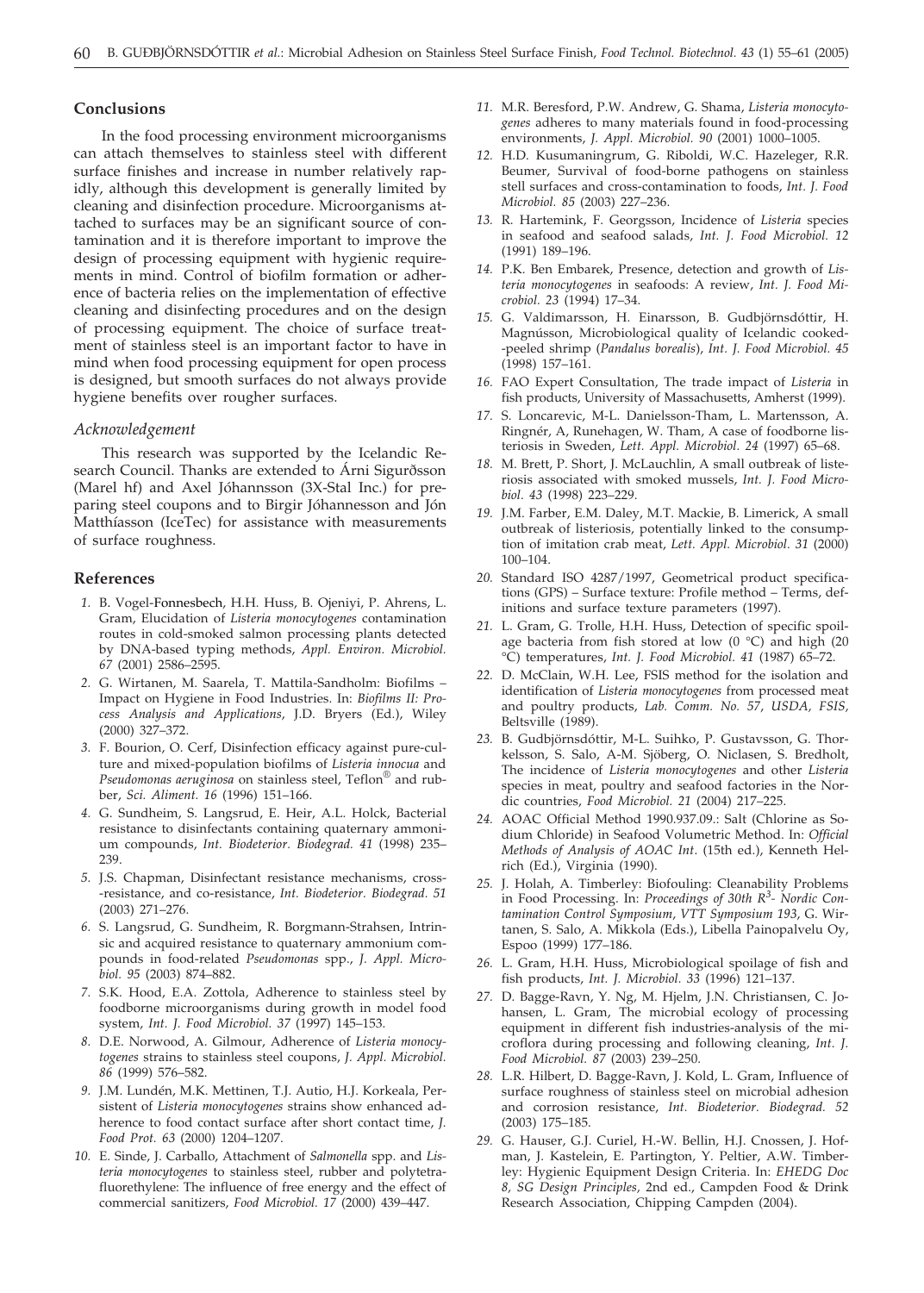## Conclusions

In the food processing environment microorganisms can attach themselves to stainless steel with different surface finishes and increase in number relatively rapidly, although this development is generally limited by cleaning and disinfection procedure. Microorganisms attached to surfaces may be an significant source of contamination and it is therefore important to improve the design of processing equipment with hygienic requirements in mind. Control of biofilm formation or adherence of bacteria relies on the implementation of effective cleaning and disinfecting procedures and on the design of processing equipment. The choice of surface treatment of stainless steel is an important factor to have in mind when food processing equipment for open process is designed, but smooth surfaces do not always provide hygiene benefits over rougher surfaces.

### *Acknowledgement*

This research was supported by the Icelandic Research Council. Thanks are extended to Árni Sigurðsson (Marel hf) and Axel Jóhannsson (3X-Stal Inc.) for preparing steel coupons and to Birgir Jóhannesson and Jón Matthíasson (IceTec) for assistance with measurements of surface roughness.

## References

1. B. Vogel-Fonnesbech, H.H. Huss, B. Ojeniyi, P. Ahrens, L. Gram, Elucidation of *Listeria monocytogenes* contamination routes in cold-smoked salmon processing plants detected by DNA-based typing methods, *Appl. Environ. Microbiol. 67* (2001) 2586–2595.
2. G. Wirtanen, M. Saarela, T. Mattila-Sandholm: Biofilms – Impact on Hygiene in Food Industries. In: *Biofilms II: Process Analysis and Applications*, J.D. Bryers (Ed.), Wiley (2000) 327–372.
3. F. Bourion, O. Cerf, Disinfection efficacy against pure-culture and mixed-population biofilms of *Listeria innocua* and *Pseudomonas aeruginosa* on stainless steel, Teflon® and rubber, *Sci. Aliment. 16* (1996) 151–166.
4. G. Sundheim, S. Langsrud, E. Heir, A.L. Holck, Bacterial resistance to disinfectants containing quaternary ammonium compounds, *Int. Biodeterior. Biodegrad. 41* (1998) 235–239.
5. J.S. Chapman, Disinfectant resistance mechanisms, cross-resistance, and co-resistance, *Int. Biodeterior. Biodegrad. 51* (2003) 271–276.
6. S. Langsrud, G. Sundheim, R. Borgmann-Strahsen, Intrinsic and acquired resistance to quaternary ammonium compounds in food-related *Pseudomonas* spp., *J. Appl. Microbiol. 95* (2003) 874–882.
7. S.K. Hood, E.A. Zottola, Adherence to stainless steel by foodborne microorganisms during growth in model food system, *Int. J. Food Microbiol. 37* (1997) 145–153.
8. D.E. Norwood, A. Gilmour, Adherence of *Listeria monocytogenes* strains to stainless steel coupons, *J. Appl. Microbiol. 86* (1999) 576–582.
9. J.M. Lundén, M.K. Mettinen, T.J. Autio, H.J. Korkeala, Persistent of *Listeria monocytogenes* strains show enhanced adherence to food contact surface after short contact time, *J. Food Prot. 63* (2000) 1204–1207.
10. E. Sinde, J. Carballo, Attachment of *Salmonella* spp. and *Listeria monocytogenes* to stainless steel, rubber and polytetrafluorethylene: The influence of free energy and the effect of commercial sanitizers, *Food Microbiol. 17* (2000) 439–447.
11. M.R. Beresford, P.W. Andrew, G. Shama, *Listeria monocytogenes* adheres to many materials found in food-processing environments, *J. Appl. Microbiol. 90* (2001) 1000–1005.
12. H.D. Kusumaningrum, G. Riboldi, W.C. Hazeleger, R.R. Beumer, Survival of food-borne pathogens on stainless stell surfaces and cross-contamination to foods, *Int. J. Food Microbiol. 85* (2003) 227–236.
13. R. Hartemink, F. Georgsson, Incidence of *Listeria* species in seafood and seafood salads, *Int. J. Food Microbiol. 12* (1991) 189–196.
14. P.K. Ben Embarek, Presence, detection and growth of *Listeria monocytogenes* in seafoods: A review, *Int. J. Food Microbiol. 23* (1994) 17–34.
15. G. Valdimarsson, H. Einarsson, B. Gudbjörnsdóttir, H. Magnússon, Microbiological quality of Icelandic cooked-peeled shrimp (*Pandalus borealis*), *Int. J. Food Microbiol. 45* (1998) 157–161.
16. FAO Expert Consultation, The trade impact of *Listeria* in fish products, University of Massachusetts, Amherst (1999).
17. S. Loncarevic, M-L. Danielsson-Tham, L. Martensson, A. Ringnér, A, Runehagen, W. Tham, A case of foodborne listeriosis in Sweden, *Lett. Appl. Microbiol. 24* (1997) 65–68.
18. M. Brett, P. Short, J. McLauchlin, A small outbreak of listeriosis associated with smoked mussels, *Int. J. Food Microbiol. 43* (1998) 223–229.
19. J.M. Farber, E.M. Daley, M.T. Mackie, B. Limerick, A small outbreak of listeriosis, potentially linked to the consumption of imitation crab meat, *Lett. Appl. Microbiol. 31* (2000) 100–104.
20. Standard ISO 4287/1997, Geometrical product specifications (GPS) – Surface texture: Profile method – Terms, definitions and surface texture parameters (1997).
21. L. Gram, G. Trolle, H.H. Huss, Detection of specific spoilage bacteria from fish stored at low (0 °C) and high (20 °C) temperatures, *Int. J. Food Microbiol. 41* (1987) 65–72.
22. D. McClain, W.H. Lee, FSIS method for the isolation and identification of *Listeria monocytogenes* from processed meat and poultry products, *Lab. Comm. No. 57, USDA, FSIS*, Beltsville (1989).
23. B. Gudbjörnsdóttir, M-L. Suihko, P. Gustavsson, G. Thorkelsson, S. Salo, A-M. Sjöberg, O. Niclasen, S. Bredholt, The incidence of *Listeria monocytogenes* and other *Listeria* species in meat, poultry and seafood factories in the Nordic countries, *Food Microbiol. 21* (2004) 217–225.
24. AOAC Official Method 1990.937.09.: Salt (Chlorine as Sodium Chloride) in Seafood Volumetric Method. In: *Official Methods of Analysis of AOAC Int*. (15th ed.), Kenneth Helrich (Ed.), Virginia (1990).
25. J. Holah, A. Timberley: Biofouling: Cleanability Problems in Food Processing. In: *Proceedings of 30th R$^3$- Nordic Contamination Control Symposium, VTT Symposium 193*, G. Wirtanen, S. Salo, A. Mikkola (Eds.), Libella Painopalvelu Oy, Espoo (1999) 177–186.
26. L. Gram, H.H. Huss, Microbiological spoilage of fish and fish products, *Int. J. Microbiol. 33* (1996) 121–137.
27. D. Bagge-Ravn, Y. Ng, M. Hjelm, J.N. Christiansen, C. Johansen, L. Gram, The microbial ecology of processing equipment in different fish industries-analysis of the microflora during processing and following cleaning, *Int. J. Food Microbiol. 87* (2003) 239–250.
28. L.R. Hilbert, D. Bagge-Ravn, J. Kold, L. Gram, Influence of surface roughness of stainless steel on microbial adhesion and corrosion resistance, *Int. Biodeterior. Biodegrad. 52* (2003) 175–185.
29. G. Hauser, G.J. Curiel, H.-W. Bellin, H.J. Cnossen, J. Hofman, J. Kastelein, E. Partington, Y. Peltier, A.W. Timberley: Hygienic Equipment Design Criteria. In: *EHEDG Doc 8, SG Design Principles*, 2nd ed., Campden Food & Drink Research Association, Chipping Campden (2004).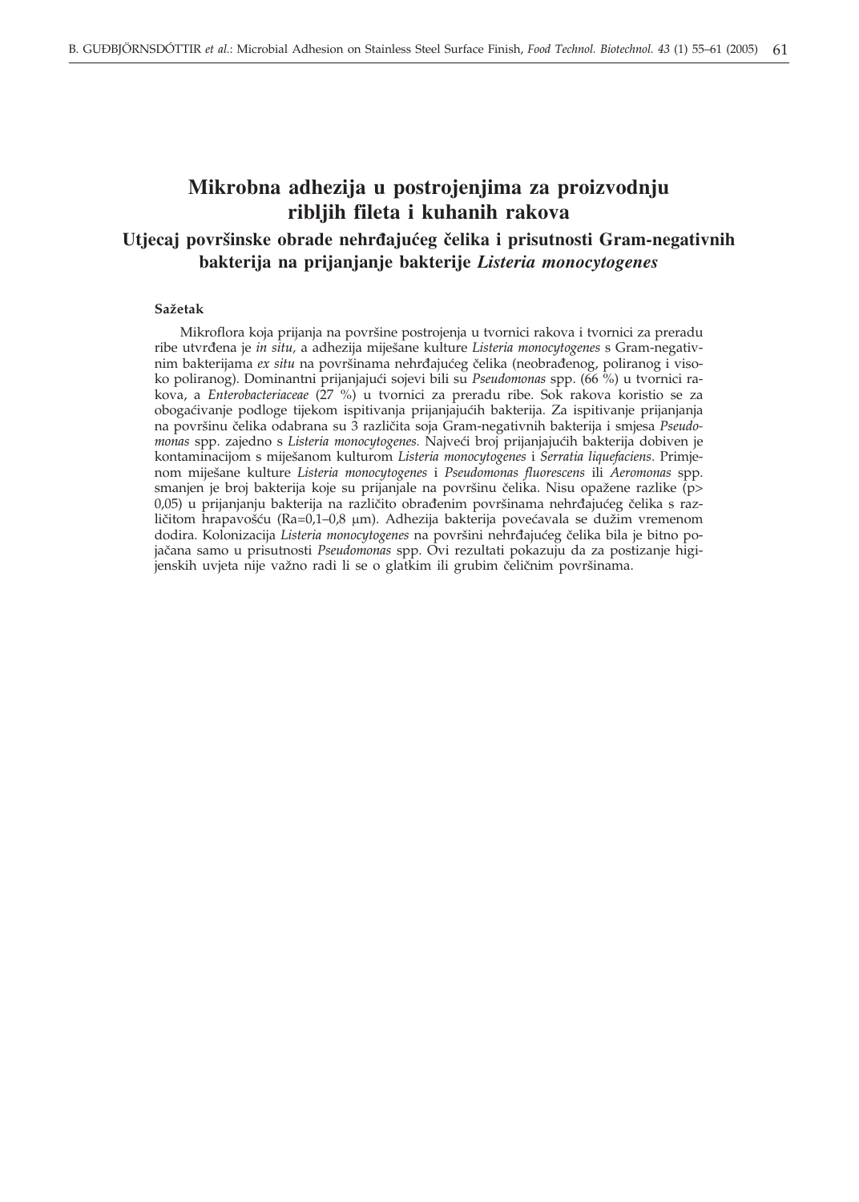# Mikrobna adhezija u postrojenjima za proizvodnju ribljih fileta i kuhanih rakova

## Utjecaj površinske obrade nehrđajućeg čelika i prisutnosti Gram-negativnih bakterija na prijanjanje bakterije *Listeria monocytogenes*

### Sažetak

Mikroflora koja prijanja na površine postrojenja u tvornici rakova i tvornici za preradu ribe utvrđena je *in situ*, a adhezija miješane kulture *Listeria monocytogenes* s Gram-negativnim bakterijama *ex situ* na površinama nehrđajućeg čelika (neobrađenog, poliranog i visoko poliranog). Dominantni prijanjajući sojevi bili su *Pseudomonas* spp. (66 %) u tvornici rakova, a *Enterobacteriaceae* (27 %) u tvornici za preradu ribe. Sok rakova koristio se za obogaćivanje podloge tijekom ispitivanja prijanjajućih bakterija. Za ispitivanje prijanjanja na površinu čelika odabrana su 3 različita soja Gram-negativnih bakterija i smjesa *Pseudomonas* spp. zajedno s *Listeria monocytogenes.* Najveći broj prijanjajućih bakterija dobiven je kontaminacijom s miješanom kulturom *Listeria monocytogenes* i *Serratia liquefaciens*. Primjenom miješane kulture *Listeria monocytogenes* i *Pseudomonas fluorescens* ili *Aeromonas* spp. smanjen je broj bakterija koje su prijanjale na površinu čelika. Nisu opažene razlike ($p > 0{,}05$) u prijanjanju bakterija na različito obrađenim površinama nehrđajućeg čelika s različitom hrapavošću (Ra=0,1–0,8 μm). Adhezija bakterija povećavala se dužim vremenom dodira. Kolonizacija *Listeria monocytogenes* na površini nehrđajućeg čelika bila je bitno pojačana samo u prisutnosti *Pseudomonas* spp. Ovi rezultati pokazuju da za postizanje higijenskih uvjeta nije važno radi li se o glatkim ili grubim čeličnim površinama.